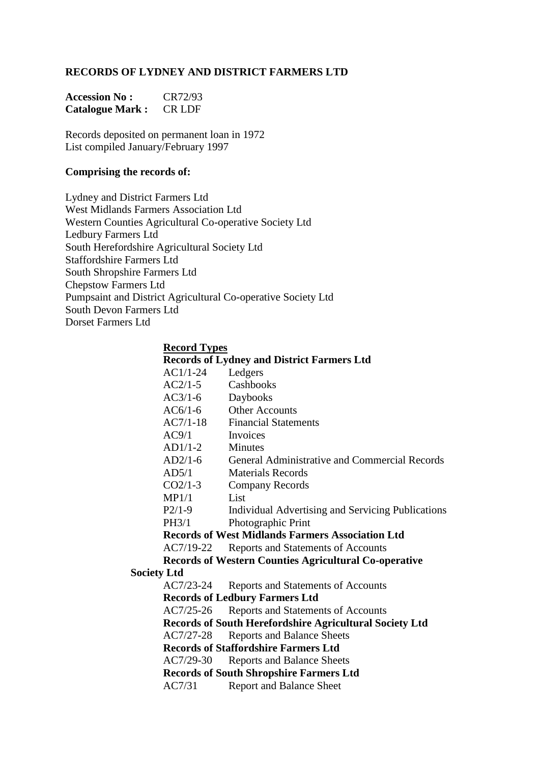**RECORDS OF LYDNEY AND DISTRICT FARMERS LTD**

**Accession No :** CR72/93
**Catalogue Mark :** CR LDF

Records deposited on permanent loan in 1972
List compiled January/February 1997

**Comprising the records of:**

Lydney and District Farmers Ltd
West Midlands Farmers Association Ltd
Western Counties Agricultural Co-operative Society Ltd
Ledbury Farmers Ltd
South Herefordshire Agricultural Society Ltd
Staffordshire Farmers Ltd
South Shropshire Farmers Ltd
Chepstow Farmers Ltd
Pumpsaint and District Agricultural Co-operative Society Ltd
South Devon Farmers Ltd
Dorset Farmers Ltd

**Record Types**

**Records of Lydney and District Farmers Ltd**

| | |
|---|---|
| AC1/1-24 | Ledgers |
| AC2/1-5 | Cashbooks |
| AC3/1-6 | Daybooks |
| AC6/1-6 | Other Accounts |
| AC7/1-18 | Financial Statements |
| AC9/1 | Invoices |
| AD1/1-2 | Minutes |
| AD2/1-6 | General Administrative and Commercial Records |
| AD5/1 | Materials Records |
| CO2/1-3 | Company Records |
| MP1/1 | List |
| P2/1-9 | Individual Advertising and Servicing Publications |
| PH3/1 | Photographic Print |

**Records of West Midlands Farmers Association Ltd**

| | |
|---|---|
| AC7/19-22 | Reports and Statements of Accounts |

**Records of Western Counties Agricultural Co-operative Society Ltd**

| | |
|---|---|
| AC7/23-24 | Reports and Statements of Accounts |

**Records of Ledbury Farmers Ltd**

| | |
|---|---|
| AC7/25-26 | Reports and Statements of Accounts |

**Records of South Herefordshire Agricultural Society Ltd**

| | |
|---|---|
| AC7/27-28 | Reports and Balance Sheets |

**Records of Staffordshire Farmers Ltd**

| | |
|---|---|
| AC7/29-30 | Reports and Balance Sheets |

**Records of South Shropshire Farmers Ltd**

| | |
|---|---|
| AC7/31 | Report and Balance Sheet |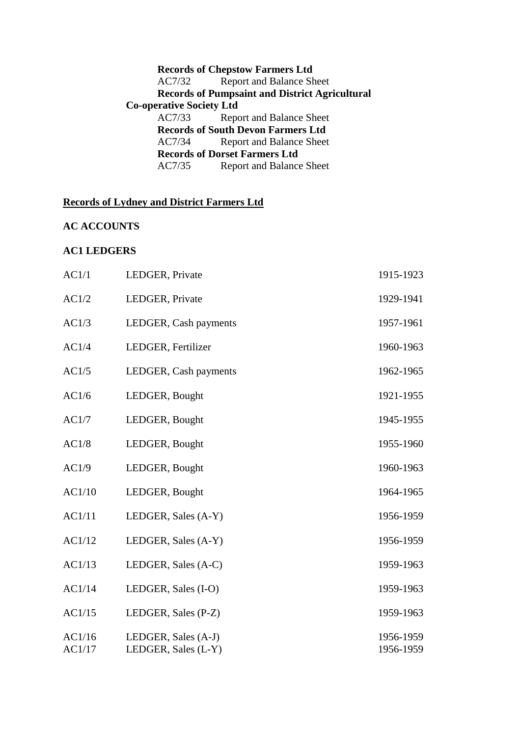**Records of Chepstow Farmers Ltd**

AC7/32 Report and Balance Sheet

**Records of Pumpsaint and District Agricultural Co-operative Society Ltd**

AC7/33 Report and Balance Sheet

**Records of South Devon Farmers Ltd**

AC7/34 Report and Balance Sheet

**Records of Dorset Farmers Ltd**

AC7/35 Report and Balance Sheet

**<u>Records of Lydney and District Farmers Ltd</u>**

**AC ACCOUNTS**

**AC1 LEDGERS**

| | | |
|---|---|---|
| AC1/1 | LEDGER, Private | 1915-1923 |
| AC1/2 | LEDGER, Private | 1929-1941 |
| AC1/3 | LEDGER, Cash payments | 1957-1961 |
| AC1/4 | LEDGER, Fertilizer | 1960-1963 |
| AC1/5 | LEDGER, Cash payments | 1962-1965 |
| AC1/6 | LEDGER, Bought | 1921-1955 |
| AC1/7 | LEDGER, Bought | 1945-1955 |
| AC1/8 | LEDGER, Bought | 1955-1960 |
| AC1/9 | LEDGER, Bought | 1960-1963 |
| AC1/10 | LEDGER, Bought | 1964-1965 |
| AC1/11 | LEDGER, Sales (A-Y) | 1956-1959 |
| AC1/12 | LEDGER, Sales (A-Y) | 1956-1959 |
| AC1/13 | LEDGER, Sales (A-C) | 1959-1963 |
| AC1/14 | LEDGER, Sales (I-O) | 1959-1963 |
| AC1/15 | LEDGER, Sales (P-Z) | 1959-1963 |
| AC1/16 | LEDGER, Sales (A-J) | 1956-1959 |
| AC1/17 | LEDGER, Sales (L-Y) | 1956-1959 |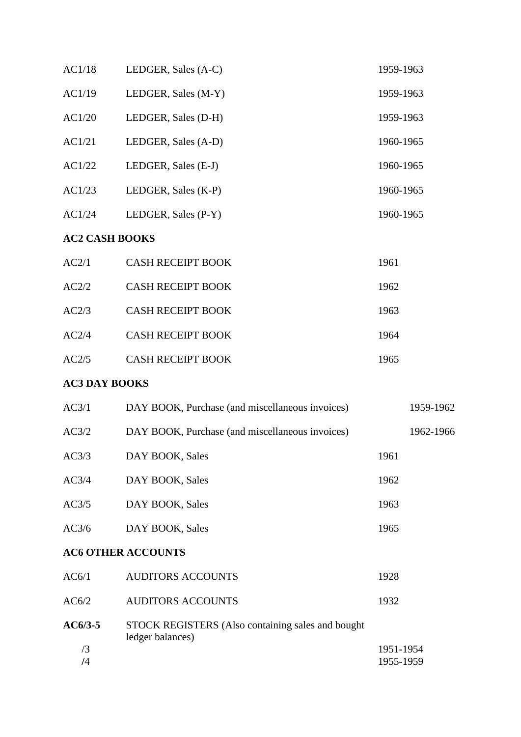| | | |
|---|---|---|
| AC1/18 | LEDGER, Sales (A-C) | 1959-1963 |
| AC1/19 | LEDGER, Sales (M-Y) | 1959-1963 |
| AC1/20 | LEDGER, Sales (D-H) | 1959-1963 |
| AC1/21 | LEDGER, Sales (A-D) | 1960-1965 |
| AC1/22 | LEDGER, Sales (E-J) | 1960-1965 |
| AC1/23 | LEDGER, Sales (K-P) | 1960-1965 |
| AC1/24 | LEDGER, Sales (P-Y) | 1960-1965 |

**AC2 CASH BOOKS**

| | | |
|---|---|---|
| AC2/1 | CASH RECEIPT BOOK | 1961 |
| AC2/2 | CASH RECEIPT BOOK | 1962 |
| AC2/3 | CASH RECEIPT BOOK | 1963 |
| AC2/4 | CASH RECEIPT BOOK | 1964 |
| AC2/5 | CASH RECEIPT BOOK | 1965 |

**AC3 DAY BOOKS**

| | | |
|---|---|---|
| AC3/1 | DAY BOOK, Purchase (and miscellaneous invoices) | 1959-1962 |
| AC3/2 | DAY BOOK, Purchase (and miscellaneous invoices) | 1962-1966 |
| AC3/3 | DAY BOOK, Sales | 1961 |
| AC3/4 | DAY BOOK, Sales | 1962 |
| AC3/5 | DAY BOOK, Sales | 1963 |
| AC3/6 | DAY BOOK, Sales | 1965 |

**AC6 OTHER ACCOUNTS**

| | | |
|---|---|---|
| AC6/1 | AUDITORS ACCOUNTS | 1928 |
| AC6/2 | AUDITORS ACCOUNTS | 1932 |
| **AC6/3-5** | STOCK REGISTERS (Also containing sales and bought ledger balances) | |
| /3 | | 1951-1954 |
| /4 | | 1955-1959 |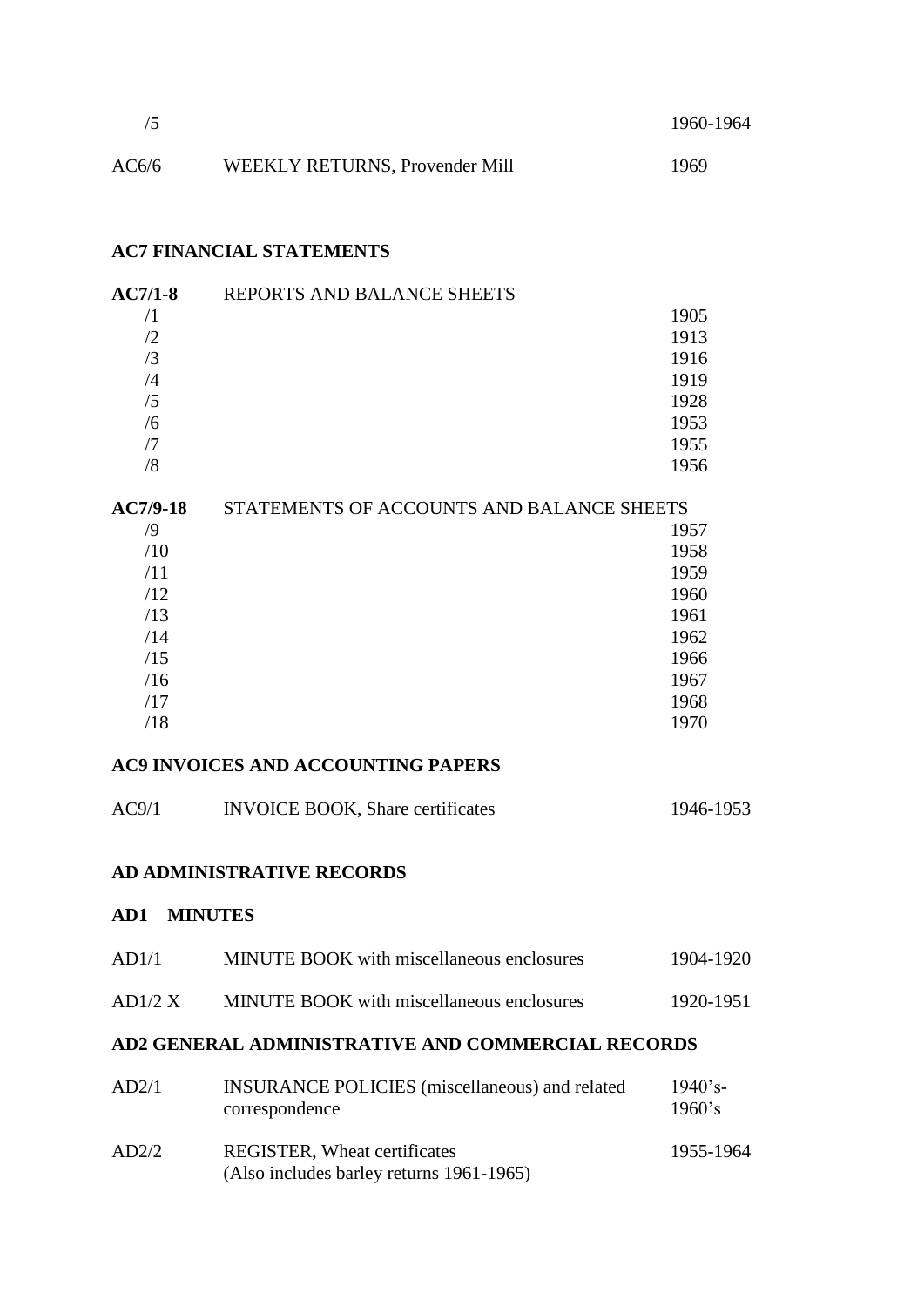| | | |
|---|---|---|
| /5 | | 1960-1964 |
| AC6/6 | WEEKLY RETURNS, Provender Mill | 1969 |

**AC7 FINANCIAL STATEMENTS**

| | | |
|---|---|---|
| **AC7/1-8** | REPORTS AND BALANCE SHEETS | |
| /1 | | 1905 |
| /2 | | 1913 |
| /3 | | 1916 |
| /4 | | 1919 |
| /5 | | 1928 |
| /6 | | 1953 |
| /7 | | 1955 |
| /8 | | 1956 |

| | | |
|---|---|---|
| **AC7/9-18** | STATEMENTS OF ACCOUNTS AND BALANCE SHEETS | |
| /9 | | 1957 |
| /10 | | 1958 |
| /11 | | 1959 |
| /12 | | 1960 |
| /13 | | 1961 |
| /14 | | 1962 |
| /15 | | 1966 |
| /16 | | 1967 |
| /17 | | 1968 |
| /18 | | 1970 |

**AC9 INVOICES AND ACCOUNTING PAPERS**

| | | |
|---|---|---|
| AC9/1 | INVOICE BOOK, Share certificates | 1946-1953 |

**AD ADMINISTRATIVE RECORDS**

**AD1 MINUTES**

| | | |
|---|---|---|
| AD1/1 | MINUTE BOOK with miscellaneous enclosures | 1904-1920 |
| AD1/2 X | MINUTE BOOK with miscellaneous enclosures | 1920-1951 |

**AD2 GENERAL ADMINISTRATIVE AND COMMERCIAL RECORDS**

| | | |
|---|---|---|
| AD2/1 | INSURANCE POLICIES (miscellaneous) and related correspondence | 1940's-1960's |
| AD2/2 | REGISTER, Wheat certificates (Also includes barley returns 1961-1965) | 1955-1964 |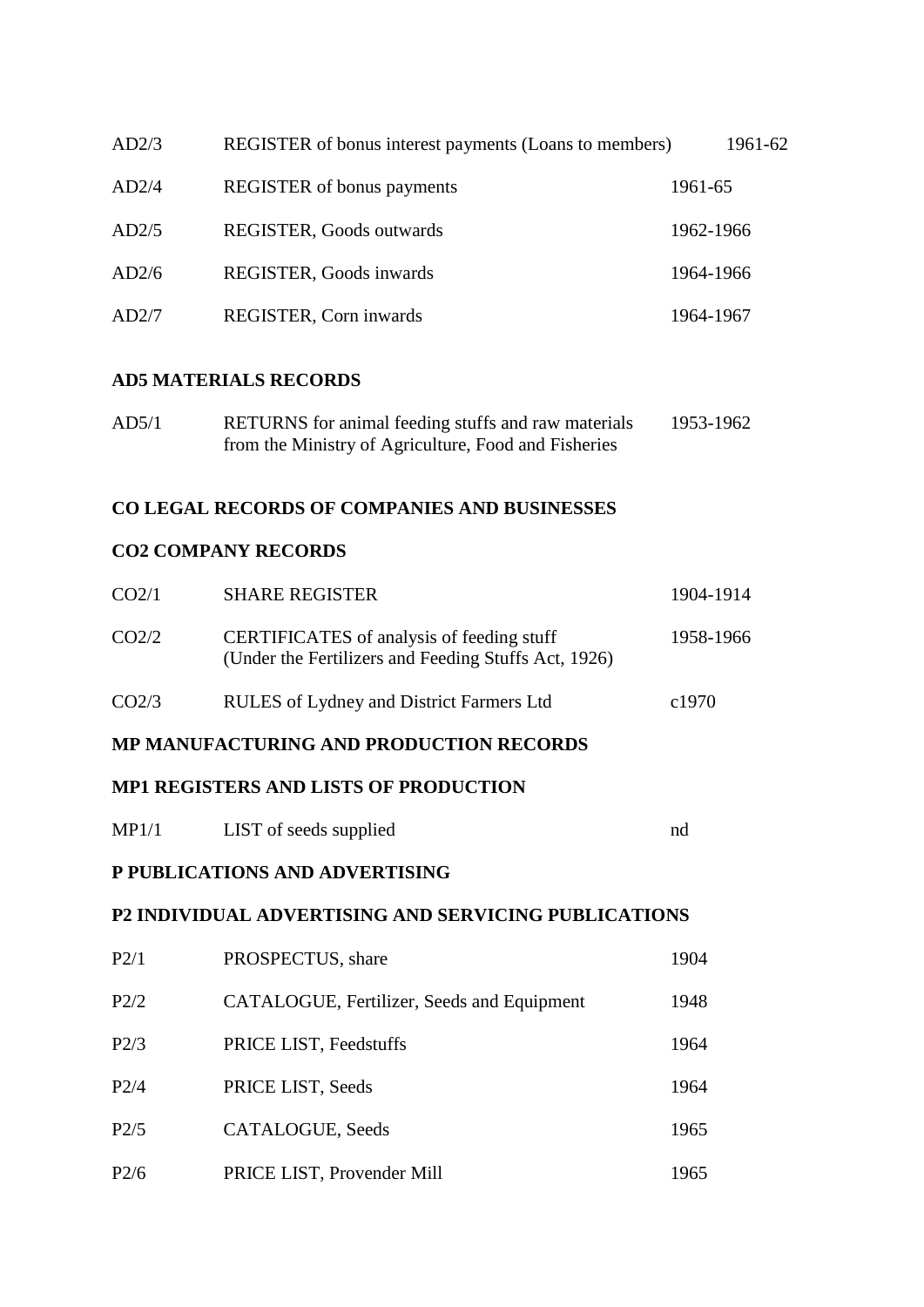| | | |
|---|---|---|
| AD2/3 | REGISTER of bonus interest payments (Loans to members) | 1961-62 |
| AD2/4 | REGISTER of bonus payments | 1961-65 |
| AD2/5 | REGISTER, Goods outwards | 1962-1966 |
| AD2/6 | REGISTER, Goods inwards | 1964-1966 |
| AD2/7 | REGISTER, Corn inwards | 1964-1967 |

**AD5 MATERIALS RECORDS**

| | | |
|---|---|---|
| AD5/1 | RETURNS for animal feeding stuffs and raw materials from the Ministry of Agriculture, Food and Fisheries | 1953-1962 |

**CO LEGAL RECORDS OF COMPANIES AND BUSINESSES**

**CO2 COMPANY RECORDS**

| | | |
|---|---|---|
| CO2/1 | SHARE REGISTER | 1904-1914 |
| CO2/2 | CERTIFICATES of analysis of feeding stuff (Under the Fertilizers and Feeding Stuffs Act, 1926) | 1958-1966 |
| CO2/3 | RULES of Lydney and District Farmers Ltd | c1970 |

**MP MANUFACTURING AND PRODUCTION RECORDS**

**MP1 REGISTERS AND LISTS OF PRODUCTION**

| | | |
|---|---|---|
| MP1/1 | LIST of seeds supplied | nd |

**P PUBLICATIONS AND ADVERTISING**

**P2 INDIVIDUAL ADVERTISING AND SERVICING PUBLICATIONS**

| | | |
|---|---|---|
| P2/1 | PROSPECTUS, share | 1904 |
| P2/2 | CATALOGUE, Fertilizer, Seeds and Equipment | 1948 |
| P2/3 | PRICE LIST, Feedstuffs | 1964 |
| P2/4 | PRICE LIST, Seeds | 1964 |
| P2/5 | CATALOGUE, Seeds | 1965 |
| P2/6 | PRICE LIST, Provender Mill | 1965 |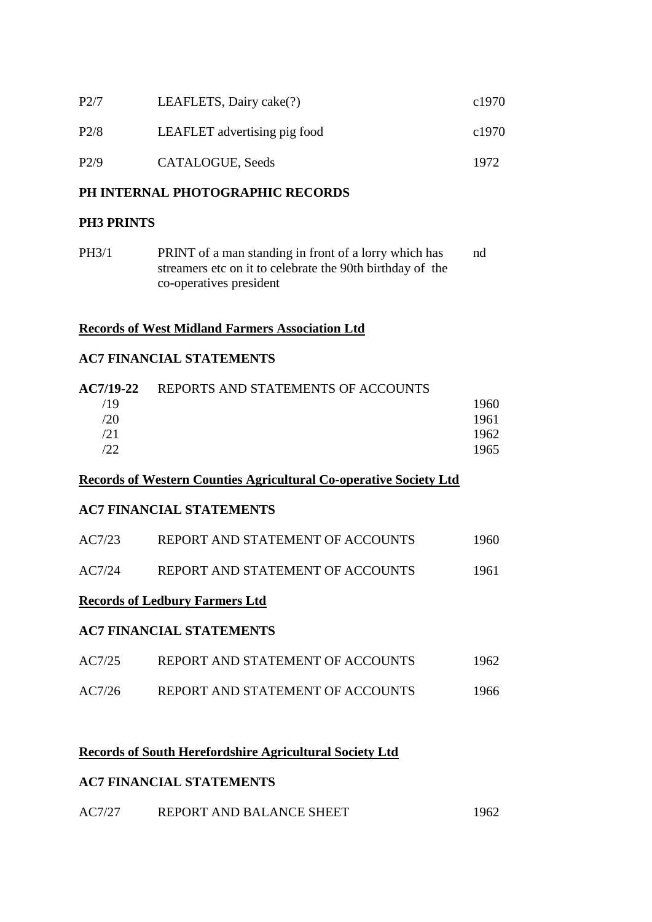| | | |
|---|---|---|
| P2/7 | LEAFLETS, Dairy cake(?) | c1970 |
| P2/8 | LEAFLET advertising pig food | c1970 |
| P2/9 | CATALOGUE, Seeds | 1972 |

**PH INTERNAL PHOTOGRAPHIC RECORDS**

**PH3 PRINTS**

| | | |
|---|---|---|
| PH3/1 | PRINT of a man standing in front of a lorry which has streamers etc on it to celebrate the 90th birthday of the co-operatives president | nd |

**Records of West Midland Farmers Association Ltd**

**AC7 FINANCIAL STATEMENTS**

| | | |
|---|---|---|
| **AC7/19-22** | REPORTS AND STATEMENTS OF ACCOUNTS | |
| /19 | | 1960 |
| /20 | | 1961 |
| /21 | | 1962 |
| /22 | | 1965 |

**Records of Western Counties Agricultural Co-operative Society Ltd**

**AC7 FINANCIAL STATEMENTS**

| | | |
|---|---|---|
| AC7/23 | REPORT AND STATEMENT OF ACCOUNTS | 1960 |
| AC7/24 | REPORT AND STATEMENT OF ACCOUNTS | 1961 |

**Records of Ledbury Farmers Ltd**

**AC7 FINANCIAL STATEMENTS**

| | | |
|---|---|---|
| AC7/25 | REPORT AND STATEMENT OF ACCOUNTS | 1962 |
| AC7/26 | REPORT AND STATEMENT OF ACCOUNTS | 1966 |

**Records of South Herefordshire Agricultural Society Ltd**

**AC7 FINANCIAL STATEMENTS**

| | | |
|---|---|---|
| AC7/27 | REPORT AND BALANCE SHEET | 1962 |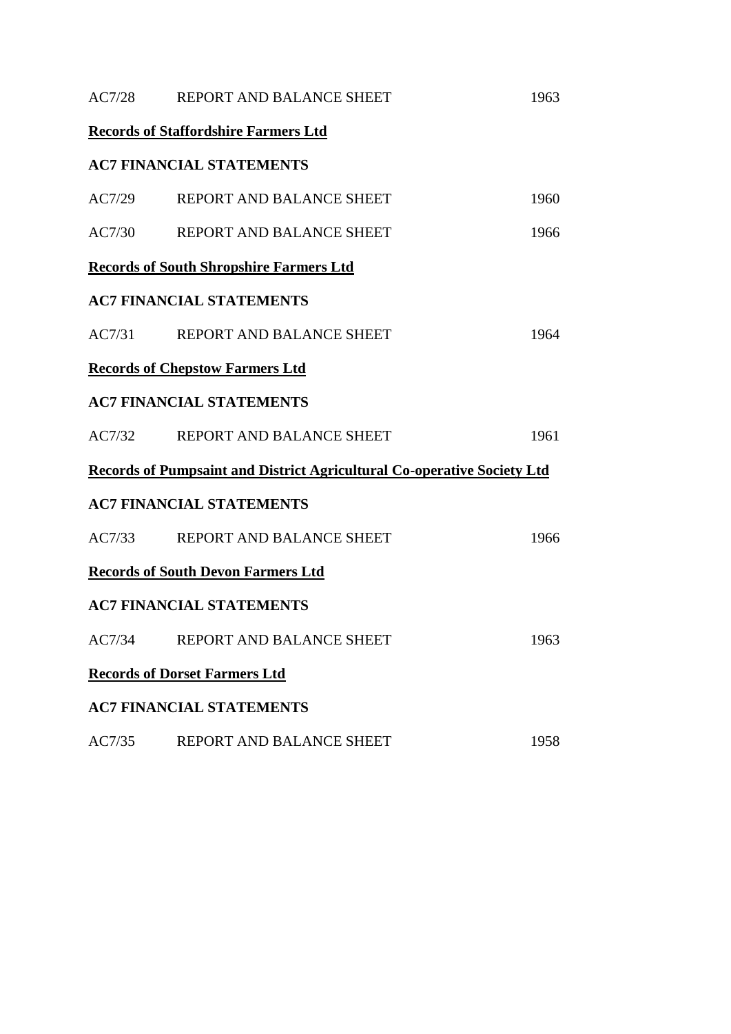AC7/28 REPORT AND BALANCE SHEET 1963

**Records of Staffordshire Farmers Ltd**

**AC7 FINANCIAL STATEMENTS**

AC7/29 REPORT AND BALANCE SHEET 1960

AC7/30 REPORT AND BALANCE SHEET 1966

**Records of South Shropshire Farmers Ltd**

**AC7 FINANCIAL STATEMENTS**

AC7/31 REPORT AND BALANCE SHEET 1964

**Records of Chepstow Farmers Ltd**

**AC7 FINANCIAL STATEMENTS**

AC7/32 REPORT AND BALANCE SHEET 1961

**Records of Pumpsaint and District Agricultural Co-operative Society Ltd**

**AC7 FINANCIAL STATEMENTS**

AC7/33 REPORT AND BALANCE SHEET 1966

**Records of South Devon Farmers Ltd**

**AC7 FINANCIAL STATEMENTS**

AC7/34 REPORT AND BALANCE SHEET 1963

**Records of Dorset Farmers Ltd**

**AC7 FINANCIAL STATEMENTS**

AC7/35 REPORT AND BALANCE SHEET 1958